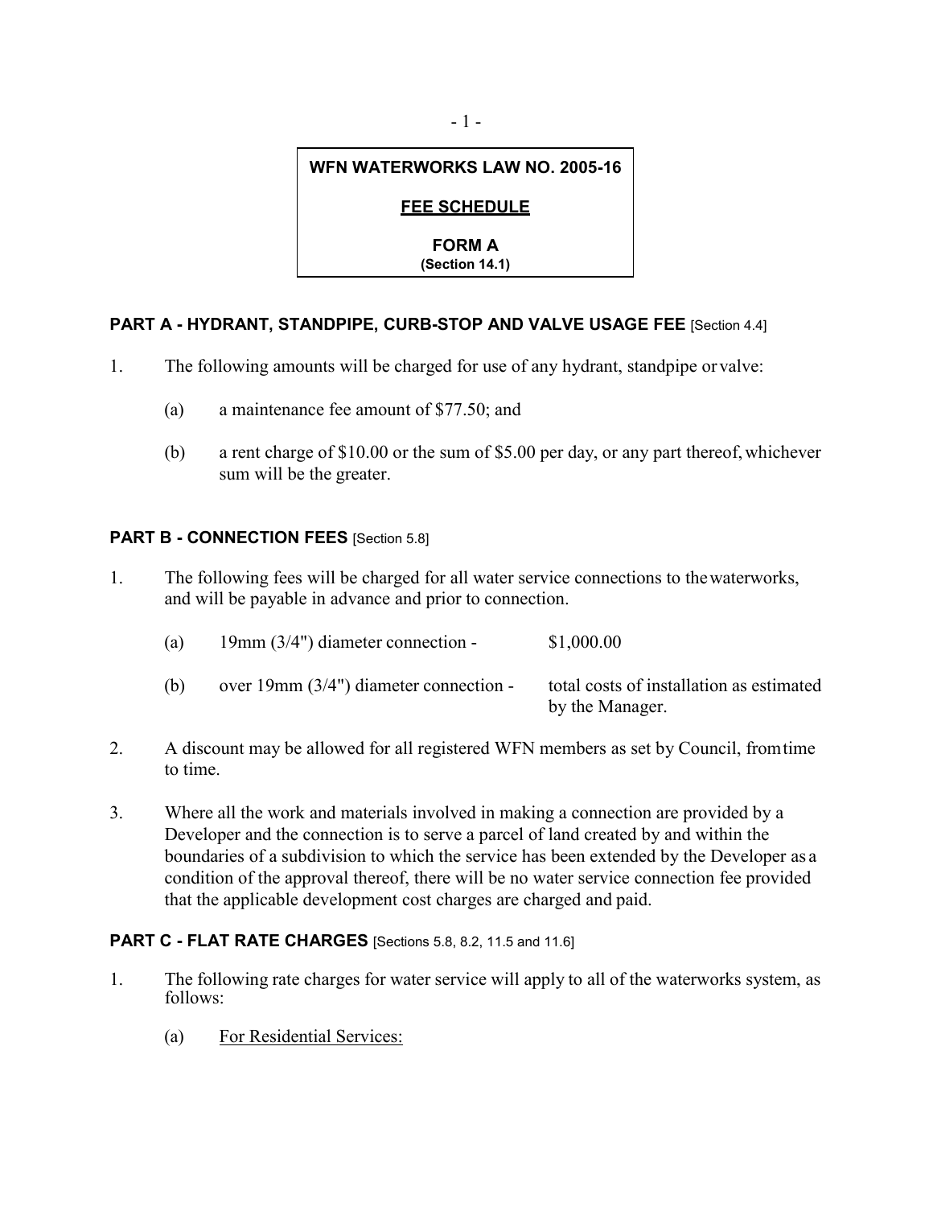**WFN WATERWORKS LAW NO. 2005-16**

**FEE SCHEDULE**

**FORM A**
**(Section 14.1)**

**PART A - HYDRANT, STANDPIPE, CURB-STOP AND VALVE USAGE FEE** [Section 4.4]

1. The following amounts will be charged for use of any hydrant, standpipe or valve:

   (a) a maintenance fee amount of $77.50; and

   (b) a rent charge of $10.00 or the sum of $5.00 per day, or any part thereof, whichever sum will be the greater.

**PART B - CONNECTION FEES** [Section 5.8]

1. The following fees will be charged for all water service connections to the waterworks, and will be payable in advance and prior to connection.

   (a) 19mm (3/4") diameter connection - $1,000.00

   (b) over 19mm (3/4") diameter connection - total costs of installation as estimated by the Manager.

2. A discount may be allowed for all registered WFN members as set by Council, from time to time.

3. Where all the work and materials involved in making a connection are provided by a Developer and the connection is to serve a parcel of land created by and within the boundaries of a subdivision to which the service has been extended by the Developer as a condition of the approval thereof, there will be no water service connection fee provided that the applicable development cost charges are charged and paid.

**PART C - FLAT RATE CHARGES** [Sections 5.8, 8.2, 11.5 and 11.6]

1. The following rate charges for water service will apply to all of the waterworks system, as follows:

   (a) For Residential Services: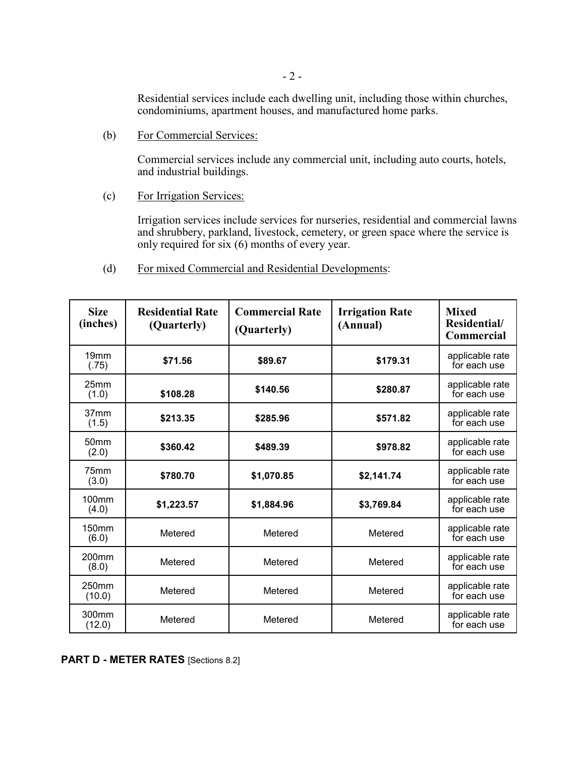Residential services include each dwelling unit, including those within churches, condominiums, apartment houses, and manufactured home parks.

(b) For Commercial Services:

Commercial services include any commercial unit, including auto courts, hotels, and industrial buildings.

(c) For Irrigation Services:

Irrigation services include services for nurseries, residential and commercial lawns and shrubbery, parkland, livestock, cemetery, or green space where the service is only required for six (6) months of every year.

(d) For mixed Commercial and Residential Developments:

| Size (inches) | Residential Rate (Quarterly) | Commercial Rate (Quarterly) | Irrigation Rate (Annual) | Mixed Residential/ Commercial |
|---|---|---|---|---|
| 19mm (.75) | **$71.56** | **$89.67** | **$179.31** | applicable rate for each use |
| 25mm (1.0) | **$108.28** | **$140.56** | **$280.87** | applicable rate for each use |
| 37mm (1.5) | **$213.35** | **$285.96** | **$571.82** | applicable rate for each use |
| 50mm (2.0) | **$360.42** | **$489.39** | **$978.82** | applicable rate for each use |
| 75mm (3.0) | **$780.70** | **$1,070.85** | **$2,141.74** | applicable rate for each use |
| 100mm (4.0) | **$1,223.57** | **$1,884.96** | **$3,769.84** | applicable rate for each use |
| 150mm (6.0) | Metered | Metered | Metered | applicable rate for each use |
| 200mm (8.0) | Metered | Metered | Metered | applicable rate for each use |
| 250mm (10.0) | Metered | Metered | Metered | applicable rate for each use |
| 300mm (12.0) | Metered | Metered | Metered | applicable rate for each use |

**PART D - METER RATES** [Sections 8.2]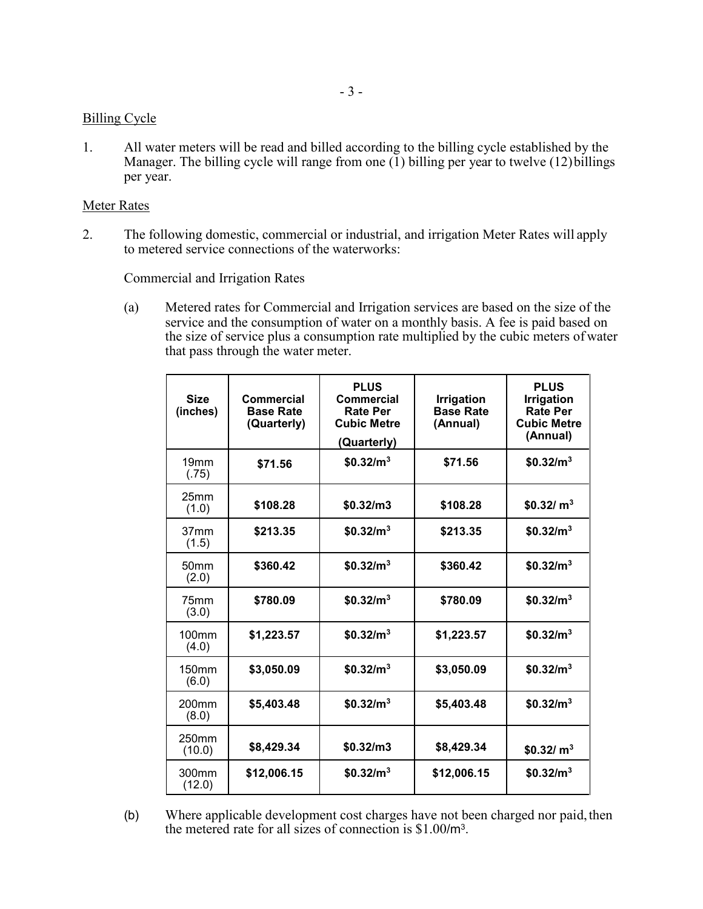Billing Cycle

1. All water meters will be read and billed according to the billing cycle established by the Manager. The billing cycle will range from one (1) billing per year to twelve (12) billings per year.

Meter Rates

2. The following domestic, commercial or industrial, and irrigation Meter Rates will apply to metered service connections of the waterworks:

   Commercial and Irrigation Rates

   (a) Metered rates for Commercial and Irrigation services are based on the size of the service and the consumption of water on a monthly basis. A fee is paid based on the size of service plus a consumption rate multiplied by the cubic meters of water that pass through the water meter.

| Size (inches) | Commercial Base Rate (Quarterly) | PLUS Commercial Rate Per Cubic Metre (Quarterly) | Irrigation Base Rate (Annual) | PLUS Irrigation Rate Per Cubic Metre (Annual) |
|---|---|---|---|---|
| 19mm (.75) | **$71.56** | **$0.32/m³** | **$71.56** | **$0.32/m³** |
| 25mm (1.0) | **$108.28** | **$0.32/m3** | **$108.28** | **$0.32/ m³** |
| 37mm (1.5) | **$213.35** | **$0.32/m³** | **$213.35** | **$0.32/m³** |
| 50mm (2.0) | **$360.42** | **$0.32/m³** | **$360.42** | **$0.32/m³** |
| 75mm (3.0) | **$780.09** | **$0.32/m³** | **$780.09** | **$0.32/m³** |
| 100mm (4.0) | **$1,223.57** | **$0.32/m³** | **$1,223.57** | **$0.32/m³** |
| 150mm (6.0) | **$3,050.09** | **$0.32/m³** | **$3,050.09** | **$0.32/m³** |
| 200mm (8.0) | **$5,403.48** | **$0.32/m³** | **$5,403.48** | **$0.32/m³** |
| 250mm (10.0) | **$8,429.34** | **$0.32/m3** | **$8,429.34** | **$0.32/ m³** |
| 300mm (12.0) | **$12,006.15** | **$0.32/m³** | **$12,006.15** | **$0.32/m³** |

   (b) Where applicable development cost charges have not been charged nor paid, then the metered rate for all sizes of connection is $1.00/m³.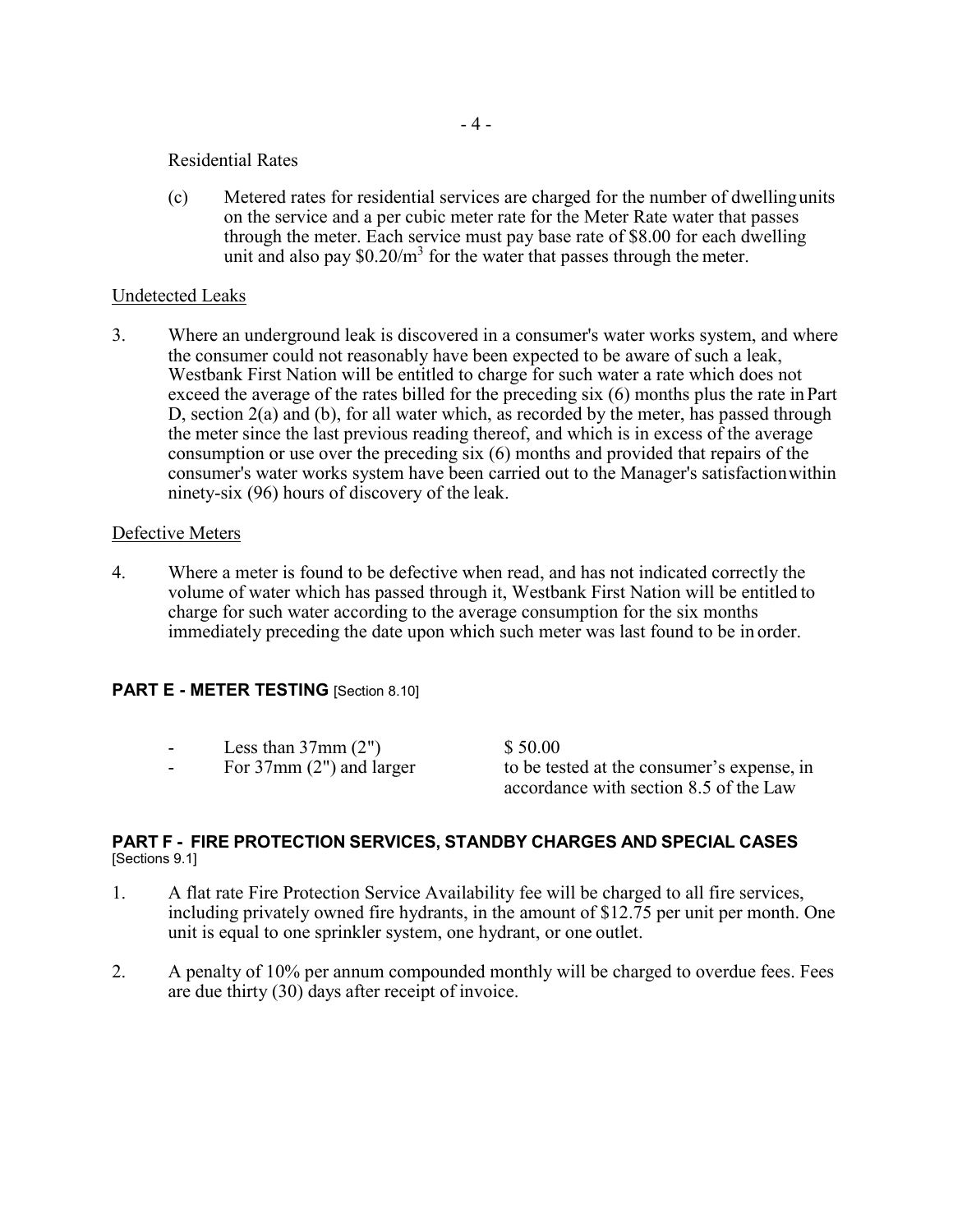Residential Rates

(c) Metered rates for residential services are charged for the number of dwelling units on the service and a per cubic meter rate for the Meter Rate water that passes through the meter. Each service must pay base rate of $8.00 for each dwelling unit and also pay $\$0.20/m^3$ for the water that passes through the meter.

Undetected Leaks

3. Where an underground leak is discovered in a consumer's water works system, and where the consumer could not reasonably have been expected to be aware of such a leak, Westbank First Nation will be entitled to charge for such water a rate which does not exceed the average of the rates billed for the preceding six (6) months plus the rate in Part D, section 2(a) and (b), for all water which, as recorded by the meter, has passed through the meter since the last previous reading thereof, and which is in excess of the average consumption or use over the preceding six (6) months and provided that repairs of the consumer's water works system have been carried out to the Manager's satisfaction within ninety-six (96) hours of discovery of the leak.

Defective Meters

4. Where a meter is found to be defective when read, and has not indicated correctly the volume of water which has passed through it, Westbank First Nation will be entitled to charge for such water according to the average consumption for the six months immediately preceding the date upon which such meter was last found to be in order.

## PART E - METER TESTING [Section 8.10]

| | |
|---|---|
| - Less than 37mm (2") | $ 50.00 |
| - For 37mm (2") and larger | to be tested at the consumer's expense, in accordance with section 8.5 of the Law |

## PART F - FIRE PROTECTION SERVICES, STANDBY CHARGES AND SPECIAL CASES [Sections 9.1]

1. A flat rate Fire Protection Service Availability fee will be charged to all fire services, including privately owned fire hydrants, in the amount of $12.75 per unit per month. One unit is equal to one sprinkler system, one hydrant, or one outlet.

2. A penalty of 10% per annum compounded monthly will be charged to overdue fees. Fees are due thirty (30) days after receipt of invoice.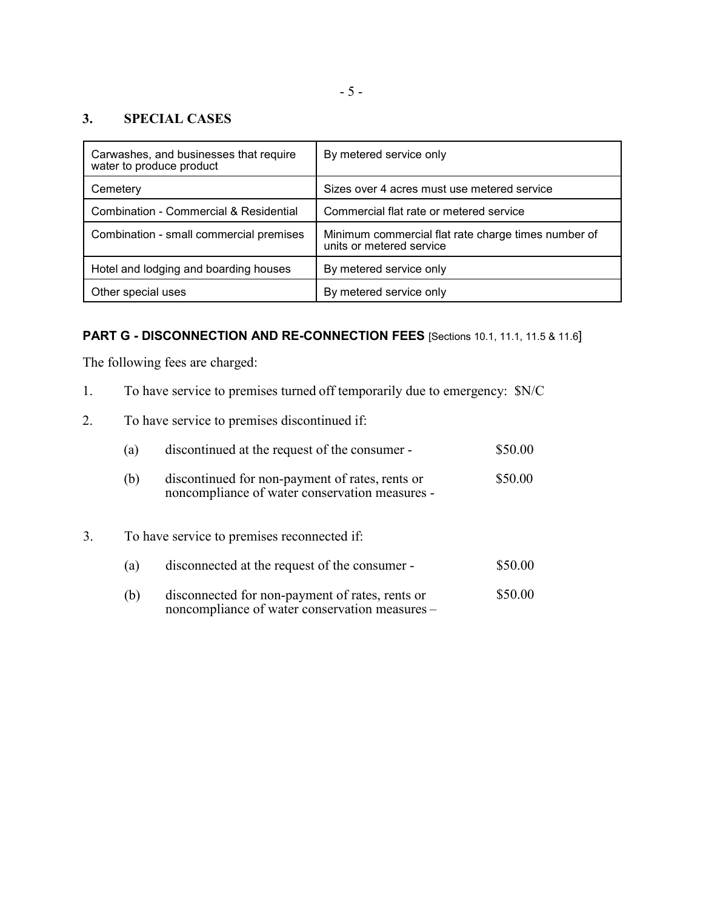## 3. SPECIAL CASES

| | |
|---|---|
| Carwashes, and businesses that require water to produce product | By metered service only |
| Cemetery | Sizes over 4 acres must use metered service |
| Combination - Commercial & Residential | Commercial flat rate or metered service |
| Combination - small commercial premises | Minimum commercial flat rate charge times number of units or metered service |
| Hotel and lodging and boarding houses | By metered service only |
| Other special uses | By metered service only |

## PART G - DISCONNECTION AND RE-CONNECTION FEES [Sections 10.1, 11.1, 11.5 & 11.6]

The following fees are charged:

1. To have service to premises turned off temporarily due to emergency: $N/C

2. To have service to premises discontinued if:

   (a) discontinued at the request of the consumer - $50.00

   (b) discontinued for non-payment of rates, rents or noncompliance of water conservation measures - $50.00

3. To have service to premises reconnected if:

   (a) disconnected at the request of the consumer - $50.00

   (b) disconnected for non-payment of rates, rents or noncompliance of water conservation measures – $50.00